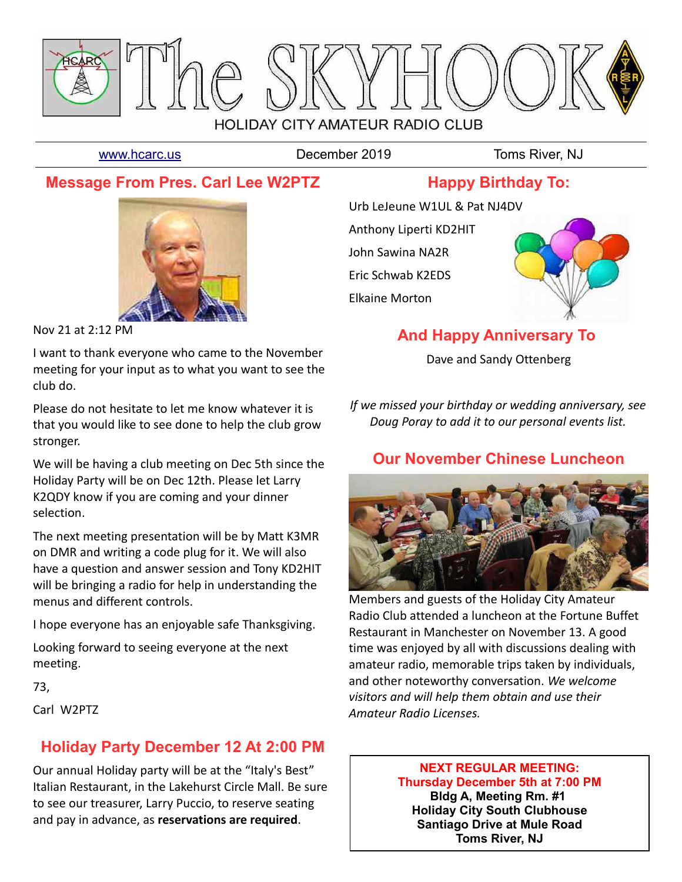# The SKYHOOK

HOLIDAY CITY AMATEUR RADIO CLUB

www.hcarc.us December 2019 Toms River, NJ

## Message From Pres. Carl Lee W2PTZ

Nov 21 at 2:12 PM

I want to thank everyone who came to the November meeting for your input as to what you want to see the club do.

Please do not hesitate to let me know whatever it is that you would like to see done to help the club grow stronger.

We will be having a club meeting on Dec 5th since the Holiday Party will be on Dec 12th. Please let Larry K2QDY know if you are coming and your dinner selection.

The next meeting presentation will be by Matt K3MR on DMR and writing a code plug for it. We will also have a question and answer session and Tony KD2HIT will be bringing a radio for help in understanding the menus and different controls.

I hope everyone has an enjoyable safe Thanksgiving.

Looking forward to seeing everyone at the next meeting.

73,

Carl W2PTZ

## Holiday Party December 12 At 2:00 PM

Our annual Holiday party will be at the "Italy's Best" Italian Restaurant, in the Lakehurst Circle Mall. Be sure to see our treasurer, Larry Puccio, to reserve seating and pay in advance, as **reservations are required**.

## Happy Birthday To:

Urb LeJeune W1UL & Pat NJ4DV

Anthony Liperti KD2HIT

John Sawina NA2R

Eric Schwab K2EDS

Elkaine Morton

## And Happy Anniversary To

Dave and Sandy Ottenberg

*If we missed your birthday or wedding anniversary, see Doug Poray to add it to our personal events list.*

## Our November Chinese Luncheon

Members and guests of the Holiday City Amateur Radio Club attended a luncheon at the Fortune Buffet Restaurant in Manchester on November 13. A good time was enjoyed by all with discussions dealing with amateur radio, memorable trips taken by individuals, and other noteworthy conversation. *We welcome visitors and will help them obtain and use their Amateur Radio Licenses.*

**NEXT REGULAR MEETING:**
**Thursday December 5th at 7:00 PM**
**Bldg A, Meeting Rm. #1**
**Holiday City South Clubhouse**
**Santiago Drive at Mule Road**
**Toms River, NJ**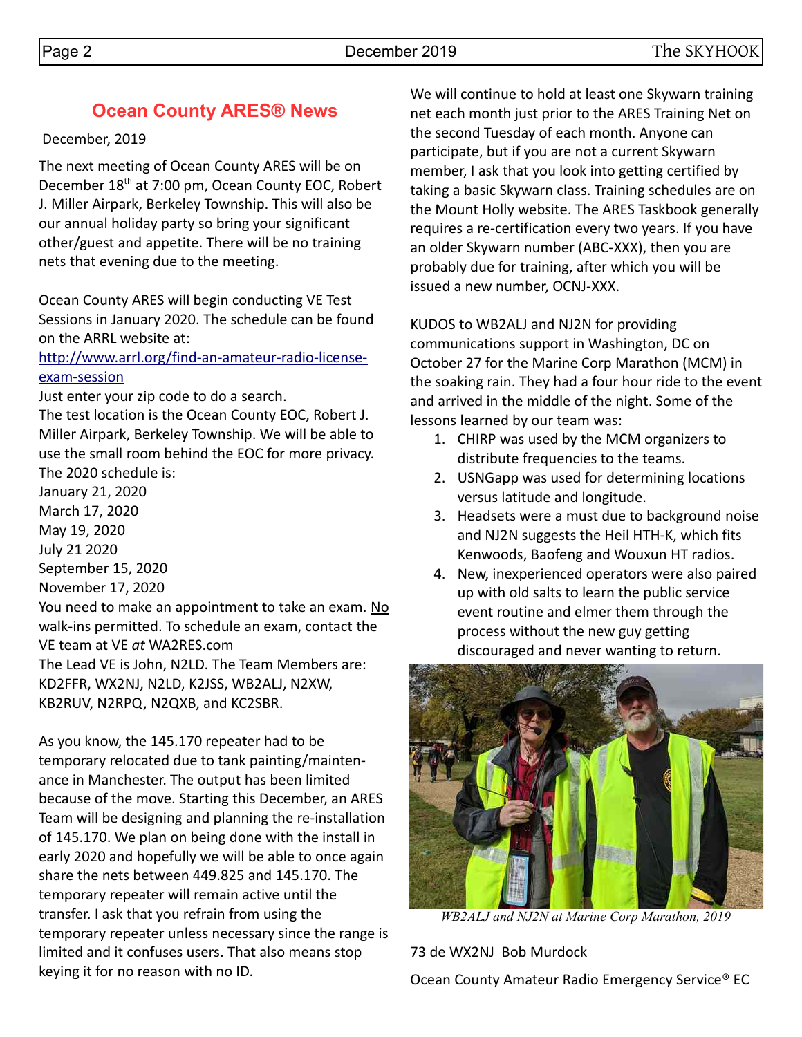## Ocean County ARES® News

December, 2019

The next meeting of Ocean County ARES will be on December 18th at 7:00 pm, Ocean County EOC, Robert J. Miller Airpark, Berkeley Township. This will also be our annual holiday party so bring your significant other/guest and appetite. There will be no training nets that evening due to the meeting.

Ocean County ARES will begin conducting VE Test Sessions in January 2020. The schedule can be found on the ARRL website at:
[http://www.arrl.org/find-an-amateur-radio-license-exam-session](http://www.arrl.org/find-an-amateur-radio-license-exam-session)
Just enter your zip code to do a search.
The test location is the Ocean County EOC, Robert J. Miller Airpark, Berkeley Township. We will be able to use the small room behind the EOC for more privacy.
The 2020 schedule is:
January 21, 2020
March 17, 2020
May 19, 2020
July 21 2020
September 15, 2020
November 17, 2020
You need to make an appointment to take an exam. No walk-ins permitted. To schedule an exam, contact the VE team at VE *at* WA2RES.com
The Lead VE is John, N2LD. The Team Members are: KD2FFR, WX2NJ, N2LD, K2JSS, WB2ALJ, N2XW, KB2RUV, N2RPQ, N2QXB, and KC2SBR.

As you know, the 145.170 repeater had to be temporary relocated due to tank painting/maintenance in Manchester. The output has been limited because of the move. Starting this December, an ARES Team will be designing and planning the re-installation of 145.170. We plan on being done with the install in early 2020 and hopefully we will be able to once again share the nets between 449.825 and 145.170. The temporary repeater will remain active until the transfer. I ask that you refrain from using the temporary repeater unless necessary since the range is limited and it confuses users. That also means stop keying it for no reason with no ID.

We will continue to hold at least one Skywarn training net each month just prior to the ARES Training Net on the second Tuesday of each month. Anyone can participate, but if you are not a current Skywarn member, I ask that you look into getting certified by taking a basic Skywarn class. Training schedules are on the Mount Holly website. The ARES Taskbook generally requires a re-certification every two years. If you have an older Skywarn number (ABC-XXX), then you are probably due for training, after which you will be issued a new number, OCNJ-XXX.

KUDOS to WB2ALJ and NJ2N for providing communications support in Washington, DC on October 27 for the Marine Corp Marathon (MCM) in the soaking rain. They had a four hour ride to the event and arrived in the middle of the night. Some of the lessons learned by our team was:

1. CHIRP was used by the MCM organizers to distribute frequencies to the teams.
2. USNGapp was used for determining locations versus latitude and longitude.
3. Headsets were a must due to background noise and NJ2N suggests the Heil HTH-K, which fits Kenwoods, Baofeng and Wouxun HT radios.
4. New, inexperienced operators were also paired up with old salts to learn the public service event routine and elmer them through the process without the new guy getting discouraged and never wanting to return.

*WB2ALJ and NJ2N at Marine Corp Marathon, 2019*

73 de WX2NJ Bob Murdock

Ocean County Amateur Radio Emergency Service® EC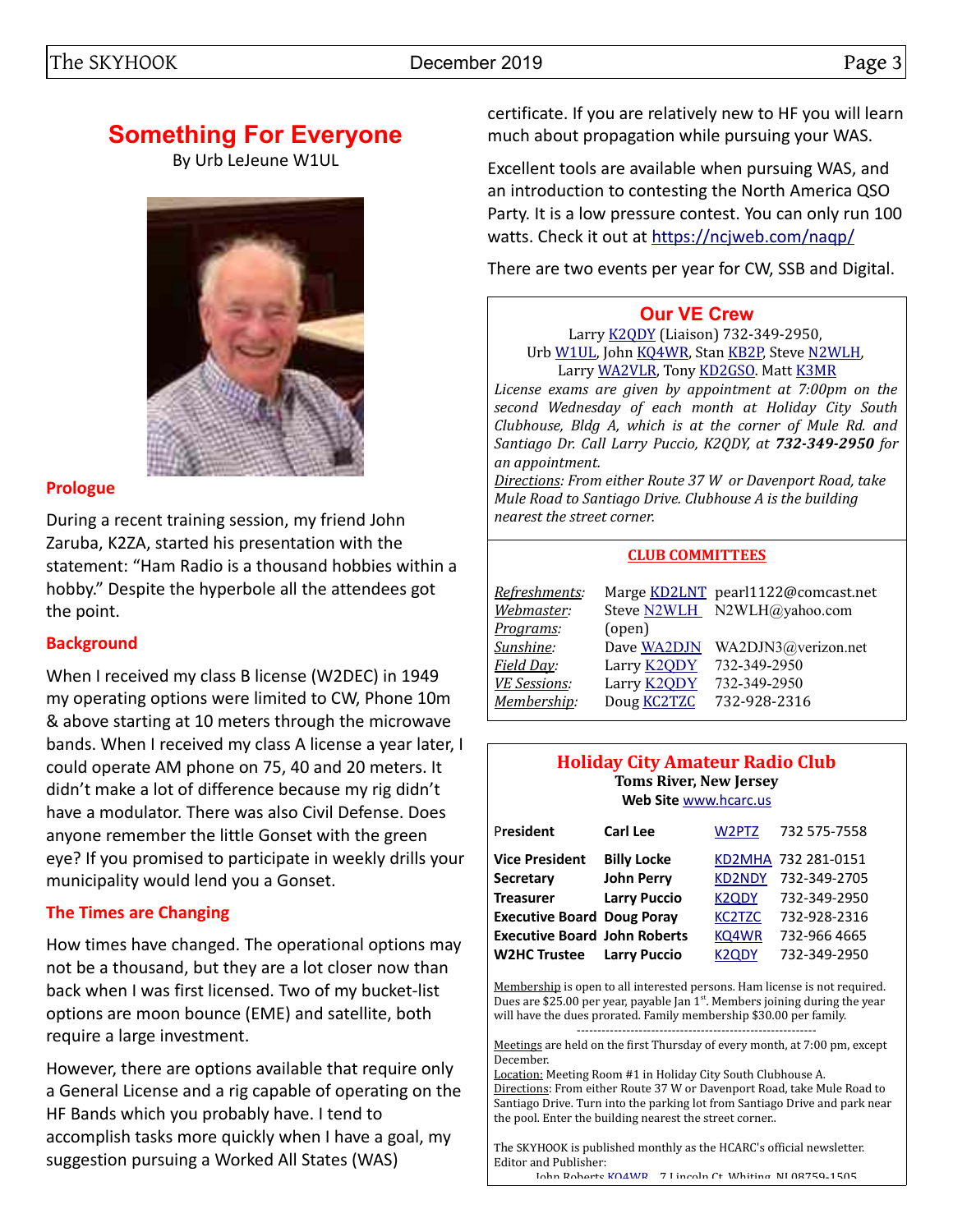## Something For Everyone

By Urb LeJeune W1UL

### Prologue

During a recent training session, my friend John Zaruba, K2ZA, started his presentation with the statement: "Ham Radio is a thousand hobbies within a hobby." Despite the hyperbole all the attendees got the point.

### Background

When I received my class B license (W2DEC) in 1949 my operating options were limited to CW, Phone 10m & above starting at 10 meters through the microwave bands. When I received my class A license a year later, I could operate AM phone on 75, 40 and 20 meters. It didn't make a lot of difference because my rig didn't have a modulator. There was also Civil Defense. Does anyone remember the little Gonset with the green eye? If you promised to participate in weekly drills your municipality would lend you a Gonset.

### The Times are Changing

How times have changed. The operational options may not be a thousand, but they are a lot closer now than back when I was first licensed. Two of my bucket-list options are moon bounce (EME) and satellite, both require a large investment.

However, there are options available that require only a General License and a rig capable of operating on the HF Bands which you probably have. I tend to accomplish tasks more quickly when I have a goal, my suggestion pursuing a Worked All States (WAS) certificate. If you are relatively new to HF you will learn much about propagation while pursuing your WAS.

Excellent tools are available when pursuing WAS, and an introduction to contesting the North America QSO Party. It is a low pressure contest. You can only run 100 watts. Check it out at https://ncjweb.com/naqp/

There are two events per year for CW, SSB and Digital.

## Our VE Crew

Larry K2QDY (Liaison) 732-349-2950, Urb W1UL, John KQ4WR, Stan KB2P, Steve N2WLH, Larry WA2VLR, Tony KD2GSO. Matt K3MR

*License exams are given by appointment at 7:00pm on the second Wednesday of each month at Holiday City South Clubhouse, Bldg A, which is at the corner of Mule Rd. and Santiago Dr. Call Larry Puccio, K2QDY, at **732-349-2950** for an appointment.*

*Directions: From either Route 37 W or Davenport Road, take Mule Road to Santiago Drive. Clubhouse A is the building nearest the street corner.*

## CLUB COMMITTEES

| | | |
|---|---|---|
| *Refreshments:* | Marge KD2LNT | pearl1122@comcast.net |
| *Webmaster:* | Steve N2WLH | N2WLH@yahoo.com |
| *Programs:* | (open) | |
| *Sunshine:* | Dave WA2DJN | WA2DJN3@verizon.net |
| *Field Day:* | Larry K2QDY | 732-349-2950 |
| *VE Sessions:* | Larry K2QDY | 732-349-2950 |
| *Membership:* | Doug KC2TZC | 732-928-2316 |

## Holiday City Amateur Radio Club

**Toms River, New Jersey**

**Web Site** www.hcarc.us

| | | | |
|---|---|---|---|
| **President** | **Carl Lee** | W2PTZ | 732 575-7558 |
| **Vice President** | **Billy Locke** | KD2MHA | 732 281-0151 |
| **Secretary** | **John Perry** | KD2NDY | 732-349-2705 |
| **Treasurer** | **Larry Puccio** | K2QDY | 732-349-2950 |
| **Executive Board** | **Doug Poray** | KC2TZC | 732-928-2316 |
| **Executive Board** | **John Roberts** | KQ4WR | 732-966 4665 |
| **W2HC Trustee** | **Larry Puccio** | K2QDY | 732-349-2950 |

Membership is open to all interested persons. Ham license is not required. Dues are $25.00 per year, payable Jan 1st. Members joining during the year will have the dues prorated. Family membership $30.00 per family.

---

Meetings are held on the first Thursday of every month, at 7:00 pm, except December.

Location: Meeting Room #1 in Holiday City South Clubhouse A.

Directions: From either Route 37 W or Davenport Road, take Mule Road to Santiago Drive. Turn into the parking lot from Santiago Drive and park near the pool. Enter the building nearest the street corner..

The SKYHOOK is published monthly as the HCARC's official newsletter. Editor and Publisher:

John Roberts KQ4WR 7 Lincoln Ct. Whiting, NJ 08759-1505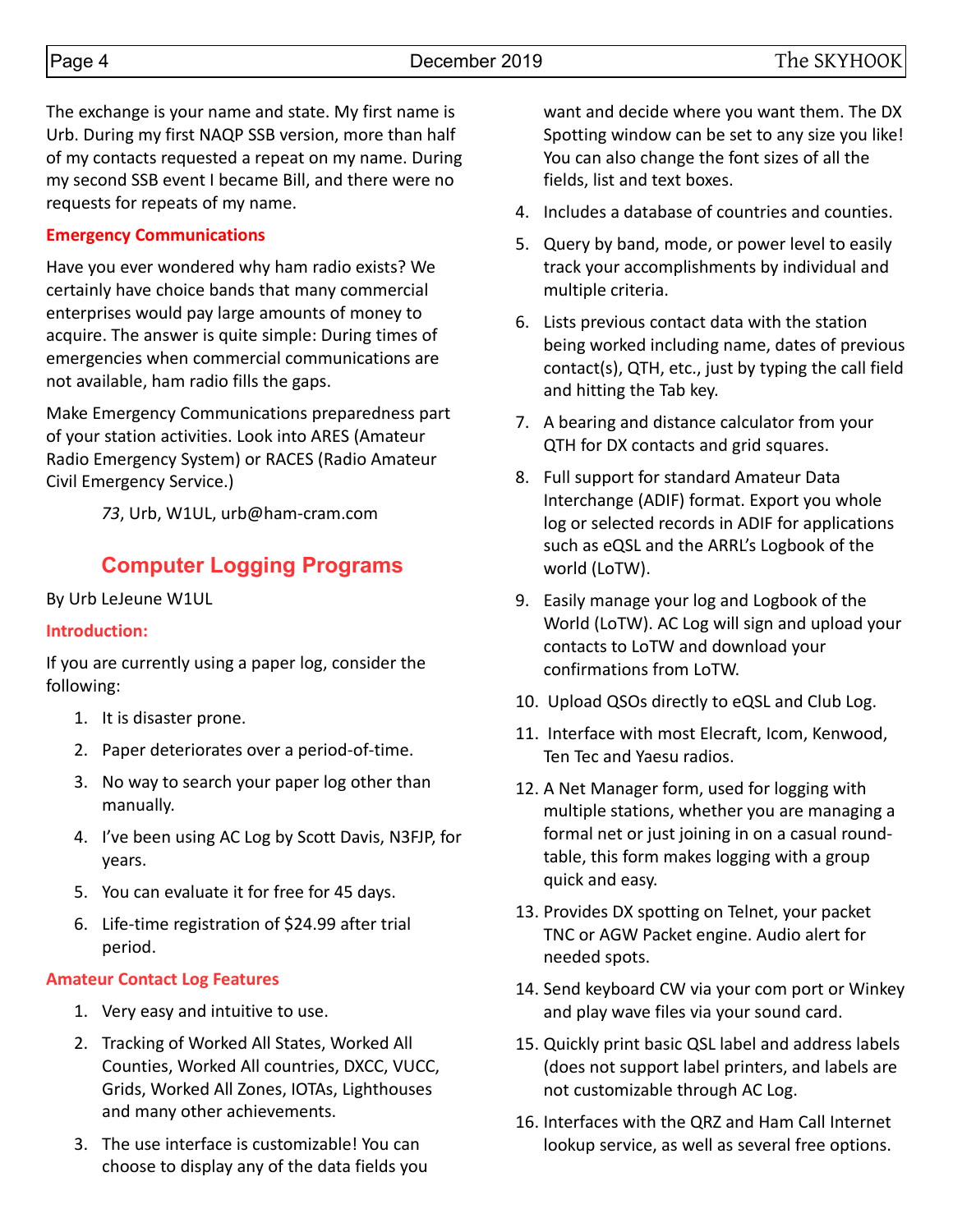The exchange is your name and state. My first name is Urb. During my first NAQP SSB version, more than half of my contacts requested a repeat on my name. During my second SSB event I became Bill, and there were no requests for repeats of my name.

### Emergency Communications

Have you ever wondered why ham radio exists? We certainly have choice bands that many commercial enterprises would pay large amounts of money to acquire. The answer is quite simple: During times of emergencies when commercial communications are not available, ham radio fills the gaps.

Make Emergency Communications preparedness part of your station activities. Look into ARES (Amateur Radio Emergency System) or RACES (Radio Amateur Civil Emergency Service.)

*73*, Urb, W1UL, urb@ham-cram.com

## Computer Logging Programs

By Urb LeJeune W1UL

### Introduction:

If you are currently using a paper log, consider the following:

1. It is disaster prone.
2. Paper deteriorates over a period-of-time.
3. No way to search your paper log other than manually.
4. I've been using AC Log by Scott Davis, N3FJP, for years.
5. You can evaluate it for free for 45 days.
6. Life-time registration of $24.99 after trial period.

### Amateur Contact Log Features

1. Very easy and intuitive to use.
2. Tracking of Worked All States, Worked All Counties, Worked All countries, DXCC, VUCC, Grids, Worked All Zones, IOTAs, Lighthouses and many other achievements.
3. The use interface is customizable! You can choose to display any of the data fields you want and decide where you want them. The DX Spotting window can be set to any size you like! You can also change the font sizes of all the fields, list and text boxes.
4. Includes a database of countries and counties.
5. Query by band, mode, or power level to easily track your accomplishments by individual and multiple criteria.
6. Lists previous contact data with the station being worked including name, dates of previous contact(s), QTH, etc., just by typing the call field and hitting the Tab key.
7. A bearing and distance calculator from your QTH for DX contacts and grid squares.
8. Full support for standard Amateur Data Interchange (ADIF) format. Export you whole log or selected records in ADIF for applications such as eQSL and the ARRL's Logbook of the world (LoTW).
9. Easily manage your log and Logbook of the World (LoTW). AC Log will sign and upload your contacts to LoTW and download your confirmations from LoTW.
10. Upload QSOs directly to eQSL and Club Log.
11. Interface with most Elecraft, Icom, Kenwood, Ten Tec and Yaesu radios.
12. A Net Manager form, used for logging with multiple stations, whether you are managing a formal net or just joining in on a casual round-table, this form makes logging with a group quick and easy.
13. Provides DX spotting on Telnet, your packet TNC or AGW Packet engine. Audio alert for needed spots.
14. Send keyboard CW via your com port or Winkey and play wave files via your sound card.
15. Quickly print basic QSL label and address labels (does not support label printers, and labels are not customizable through AC Log.
16. Interfaces with the QRZ and Ham Call Internet lookup service, as well as several free options.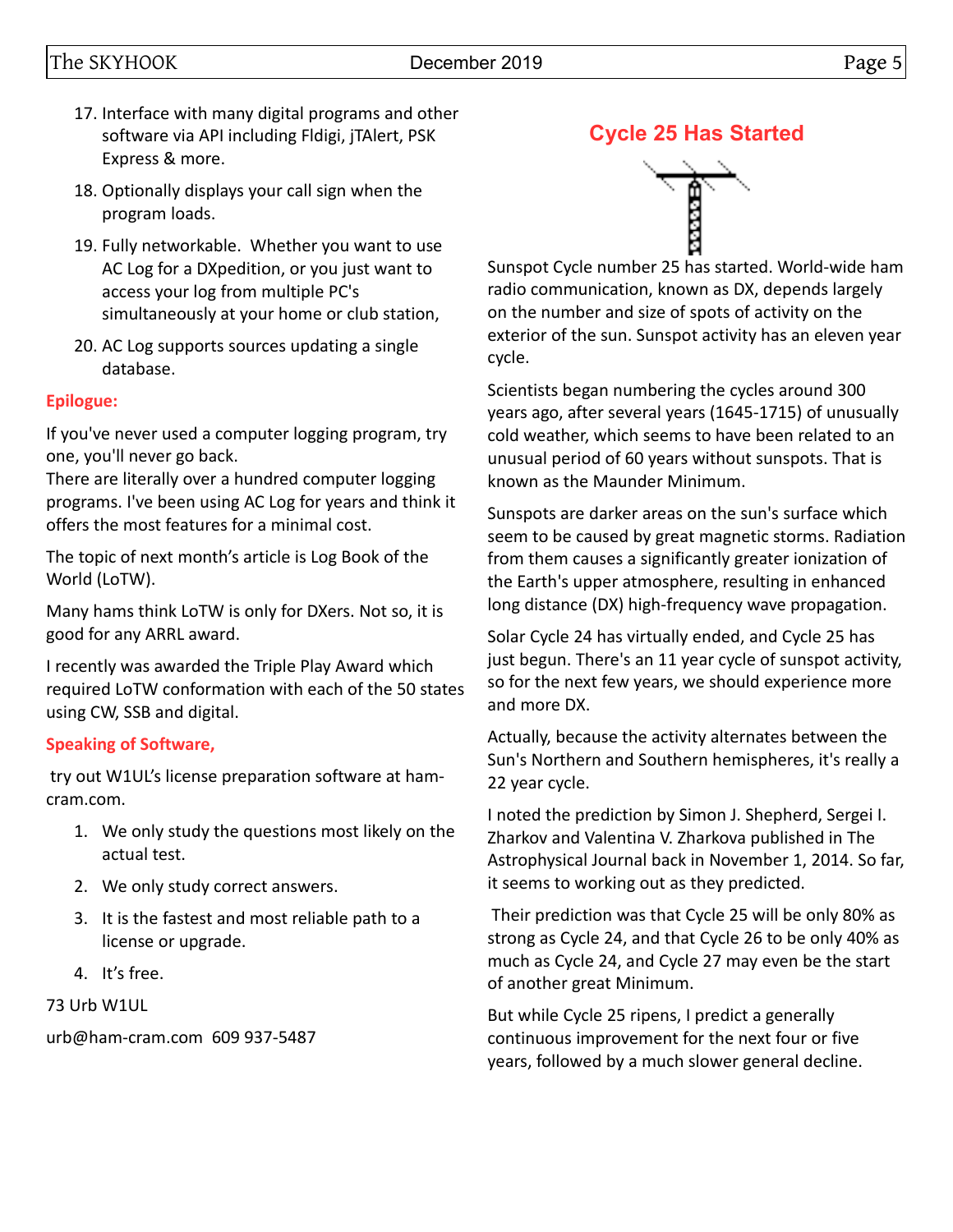17. Interface with many digital programs and other software via API including Fldigi, jTAlert, PSK Express & more.
18. Optionally displays your call sign when the program loads.
19. Fully networkable. Whether you want to use AC Log for a DXpedition, or you just want to access your log from multiple PC's simultaneously at your home or club station,
20. AC Log supports sources updating a single database.

**Epilogue:**

If you've never used a computer logging program, try one, you'll never go back.
There are literally over a hundred computer logging programs. I've been using AC Log for years and think it offers the most features for a minimal cost.

The topic of next month's article is Log Book of the World (LoTW).

Many hams think LoTW is only for DXers. Not so, it is good for any ARRL award.

I recently was awarded the Triple Play Award which required LoTW conformation with each of the 50 states using CW, SSB and digital.

**Speaking of Software,**

try out W1UL's license preparation software at ham-cram.com.

1. We only study the questions most likely on the actual test.
2. We only study correct answers.
3. It is the fastest and most reliable path to a license or upgrade.
4. It's free.

73 Urb W1UL

urb@ham-cram.com 609 937-5487

## Cycle 25 Has Started

Sunspot Cycle number 25 has started. World-wide ham radio communication, known as DX, depends largely on the number and size of spots of activity on the exterior of the sun. Sunspot activity has an eleven year cycle.

Scientists began numbering the cycles around 300 years ago, after several years (1645-1715) of unusually cold weather, which seems to have been related to an unusual period of 60 years without sunspots. That is known as the Maunder Minimum.

Sunspots are darker areas on the sun's surface which seem to be caused by great magnetic storms. Radiation from them causes a significantly greater ionization of the Earth's upper atmosphere, resulting in enhanced long distance (DX) high-frequency wave propagation.

Solar Cycle 24 has virtually ended, and Cycle 25 has just begun. There's an 11 year cycle of sunspot activity, so for the next few years, we should experience more and more DX.

Actually, because the activity alternates between the Sun's Northern and Southern hemispheres, it's really a 22 year cycle.

I noted the prediction by Simon J. Shepherd, Sergei I. Zharkov and Valentina V. Zharkova published in The Astrophysical Journal back in November 1, 2014. So far, it seems to working out as they predicted.

Their prediction was that Cycle 25 will be only 80% as strong as Cycle 24, and that Cycle 26 to be only 40% as much as Cycle 24, and Cycle 27 may even be the start of another great Minimum.

But while Cycle 25 ripens, I predict a generally continuous improvement for the next four or five years, followed by a much slower general decline.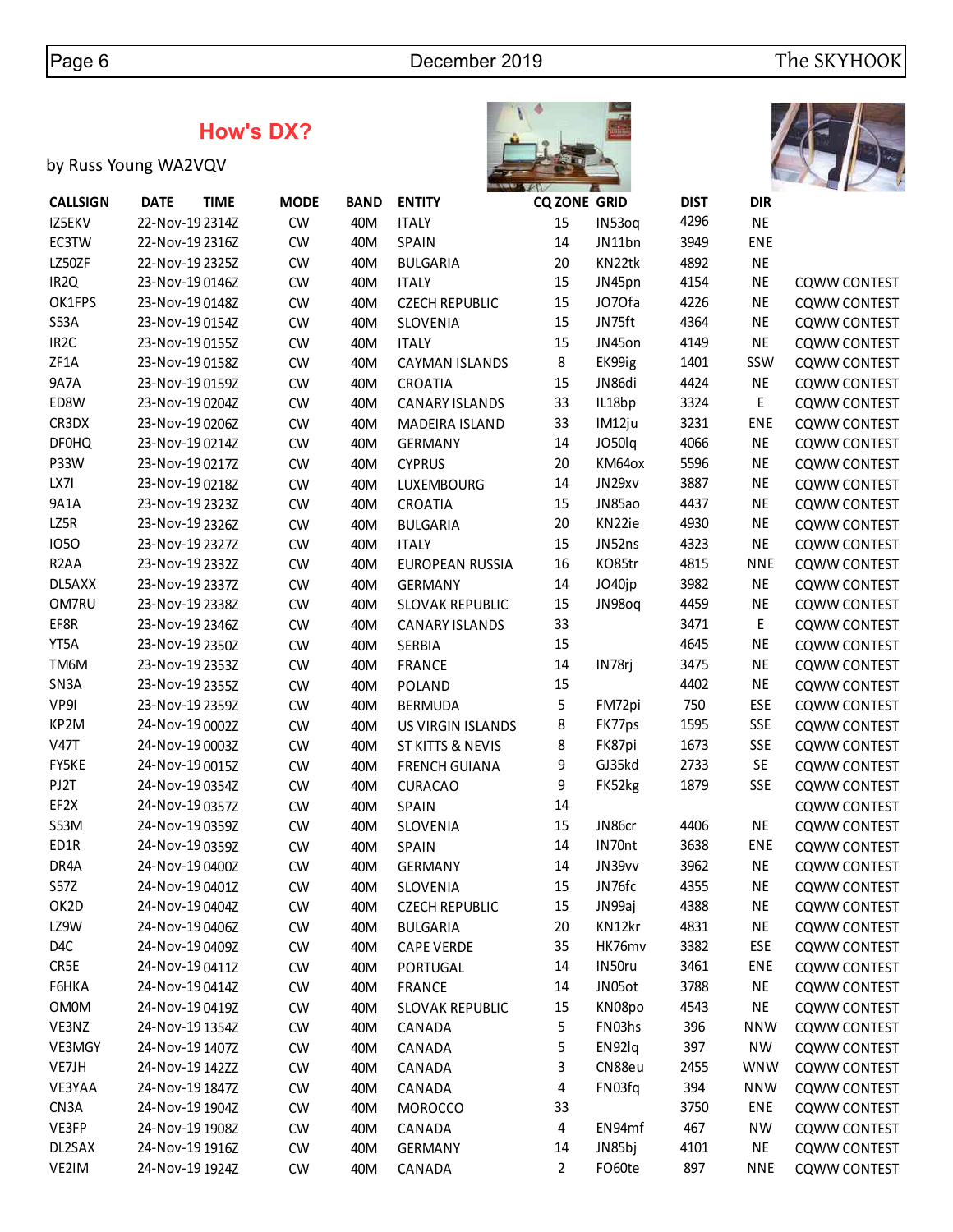## How's DX?

by Russ Young WA2VQV

| CALLSIGN | DATE | TIME | MODE | BAND | ENTITY | CQ ZONE | GRID | DIST | DIR | |
|---|---|---|---|---|---|---|---|---|---|---|
| IZ5EKV | 22-Nov-19 | 2314Z | CW | 40M | ITALY | 15 | IN53oq | 4296 | NE | |
| EC3TW | 22-Nov-19 | 2316Z | CW | 40M | SPAIN | 14 | JN11bn | 3949 | ENE | |
| LZ50ZF | 22-Nov-19 | 2325Z | CW | 40M | BULGARIA | 20 | KN22tk | 4892 | NE | |
| IR2Q | 23-Nov-19 | 0146Z | CW | 40M | ITALY | 15 | JN45pn | 4154 | NE | CQWW CONTEST |
| OK1FPS | 23-Nov-19 | 0148Z | CW | 40M | CZECH REPUBLIC | 15 | JO70fa | 4226 | NE | CQWW CONTEST |
| S53A | 23-Nov-19 | 0154Z | CW | 40M | SLOVENIA | 15 | JN75ft | 4364 | NE | CQWW CONTEST |
| IR2C | 23-Nov-19 | 0155Z | CW | 40M | ITALY | 15 | JN45on | 4149 | NE | CQWW CONTEST |
| ZF1A | 23-Nov-19 | 0158Z | CW | 40M | CAYMAN ISLANDS | 8 | EK99ig | 1401 | SSW | CQWW CONTEST |
| 9A7A | 23-Nov-19 | 0159Z | CW | 40M | CROATIA | 15 | JN86di | 4424 | NE | CQWW CONTEST |
| ED8W | 23-Nov-19 | 0204Z | CW | 40M | CANARY ISLANDS | 33 | IL18bp | 3324 | E | CQWW CONTEST |
| CR3DX | 23-Nov-19 | 0206Z | CW | 40M | MADEIRA ISLAND | 33 | IM12ju | 3231 | ENE | CQWW CONTEST |
| DF0HQ | 23-Nov-19 | 0214Z | CW | 40M | GERMANY | 14 | JO50lq | 4066 | NE | CQWW CONTEST |
| P33W | 23-Nov-19 | 0217Z | CW | 40M | CYPRUS | 20 | KM64ox | 5596 | NE | CQWW CONTEST |
| LX7I | 23-Nov-19 | 0218Z | CW | 40M | LUXEMBOURG | 14 | JN29xv | 3887 | NE | CQWW CONTEST |
| 9A1A | 23-Nov-19 | 2323Z | CW | 40M | CROATIA | 15 | JN85ao | 4437 | NE | CQWW CONTEST |
| LZ5R | 23-Nov-19 | 2326Z | CW | 40M | BULGARIA | 20 | KN22ie | 4930 | NE | CQWW CONTEST |
| IO5O | 23-Nov-19 | 2327Z | CW | 40M | ITALY | 15 | JN52ns | 4323 | NE | CQWW CONTEST |
| R2AA | 23-Nov-19 | 2332Z | CW | 40M | EUROPEAN RUSSIA | 16 | KO85tr | 4815 | NNE | CQWW CONTEST |
| DL5AXX | 23-Nov-19 | 2337Z | CW | 40M | GERMANY | 14 | JO40jp | 3982 | NE | CQWW CONTEST |
| OM7RU | 23-Nov-19 | 2338Z | CW | 40M | SLOVAK REPUBLIC | 15 | JN98oq | 4459 | NE | CQWW CONTEST |
| EF8R | 23-Nov-19 | 2346Z | CW | 40M | CANARY ISLANDS | 33 | | 3471 | E | CQWW CONTEST |
| YT5A | 23-Nov-19 | 2350Z | CW | 40M | SERBIA | 15 | | 4645 | NE | CQWW CONTEST |
| TM6M | 23-Nov-19 | 2353Z | CW | 40M | FRANCE | 14 | IN78rj | 3475 | NE | CQWW CONTEST |
| SN3A | 23-Nov-19 | 2355Z | CW | 40M | POLAND | 15 | | 4402 | NE | CQWW CONTEST |
| VP9I | 23-Nov-19 | 2359Z | CW | 40M | BERMUDA | 5 | FM72pi | 750 | ESE | CQWW CONTEST |
| KP2M | 24-Nov-19 | 0002Z | CW | 40M | US VIRGIN ISLANDS | 8 | FK77ps | 1595 | SSE | CQWW CONTEST |
| V47T | 24-Nov-19 | 0003Z | CW | 40M | ST KITTS & NEVIS | 8 | FK87pi | 1673 | SSE | CQWW CONTEST |
| FY5KE | 24-Nov-19 | 0015Z | CW | 40M | FRENCH GUIANA | 9 | GJ35kd | 2733 | SE | CQWW CONTEST |
| PJ2T | 24-Nov-19 | 0354Z | CW | 40M | CURACAO | 9 | FK52kg | 1879 | SSE | CQWW CONTEST |
| EF2X | 24-Nov-19 | 0357Z | CW | 40M | SPAIN | 14 | | | | CQWW CONTEST |
| S53M | 24-Nov-19 | 0359Z | CW | 40M | SLOVENIA | 15 | JN86cr | 4406 | NE | CQWW CONTEST |
| ED1R | 24-Nov-19 | 0359Z | CW | 40M | SPAIN | 14 | IN70nt | 3638 | ENE | CQWW CONTEST |
| DR4A | 24-Nov-19 | 0400Z | CW | 40M | GERMANY | 14 | JN39vv | 3962 | NE | CQWW CONTEST |
| S57Z | 24-Nov-19 | 0401Z | CW | 40M | SLOVENIA | 15 | JN76fc | 4355 | NE | CQWW CONTEST |
| OK2D | 24-Nov-19 | 0404Z | CW | 40M | CZECH REPUBLIC | 15 | JN99aj | 4388 | NE | CQWW CONTEST |
| LZ9W | 24-Nov-19 | 0406Z | CW | 40M | BULGARIA | 20 | KN12kr | 4831 | NE | CQWW CONTEST |
| D4C | 24-Nov-19 | 0409Z | CW | 40M | CAPE VERDE | 35 | HK76mv | 3382 | ESE | CQWW CONTEST |
| CR5E | 24-Nov-19 | 0411Z | CW | 40M | PORTUGAL | 14 | IN50ru | 3461 | ENE | CQWW CONTEST |
| F6HKA | 24-Nov-19 | 0414Z | CW | 40M | FRANCE | 14 | JN05ot | 3788 | NE | CQWW CONTEST |
| OM0M | 24-Nov-19 | 0419Z | CW | 40M | SLOVAK REPUBLIC | 15 | KN08po | 4543 | NE | CQWW CONTEST |
| VE3NZ | 24-Nov-19 | 1354Z | CW | 40M | CANADA | 5 | FN03hs | 396 | NNW | CQWW CONTEST |
| VE3MGY | 24-Nov-19 | 1407Z | CW | 40M | CANADA | 5 | EN92lq | 397 | NW | CQWW CONTEST |
| VE7JH | 24-Nov-19 | 1422Z | CW | 40M | CANADA | 3 | CN88eu | 2455 | WNW | CQWW CONTEST |
| VE3YAA | 24-Nov-19 | 1847Z | CW | 40M | CANADA | 4 | FN03fq | 394 | NNW | CQWW CONTEST |
| CN3A | 24-Nov-19 | 1904Z | CW | 40M | MOROCCO | 33 | | 3750 | ENE | CQWW CONTEST |
| VE3FP | 24-Nov-19 | 1908Z | CW | 40M | CANADA | 4 | EN94mf | 467 | NW | CQWW CONTEST |
| DL2SAX | 24-Nov-19 | 1916Z | CW | 40M | GERMANY | 14 | JN85bj | 4101 | NE | CQWW CONTEST |
| VE2IM | 24-Nov-19 | 1924Z | CW | 40M | CANADA | 2 | FO60te | 897 | NNE | CQWW CONTEST |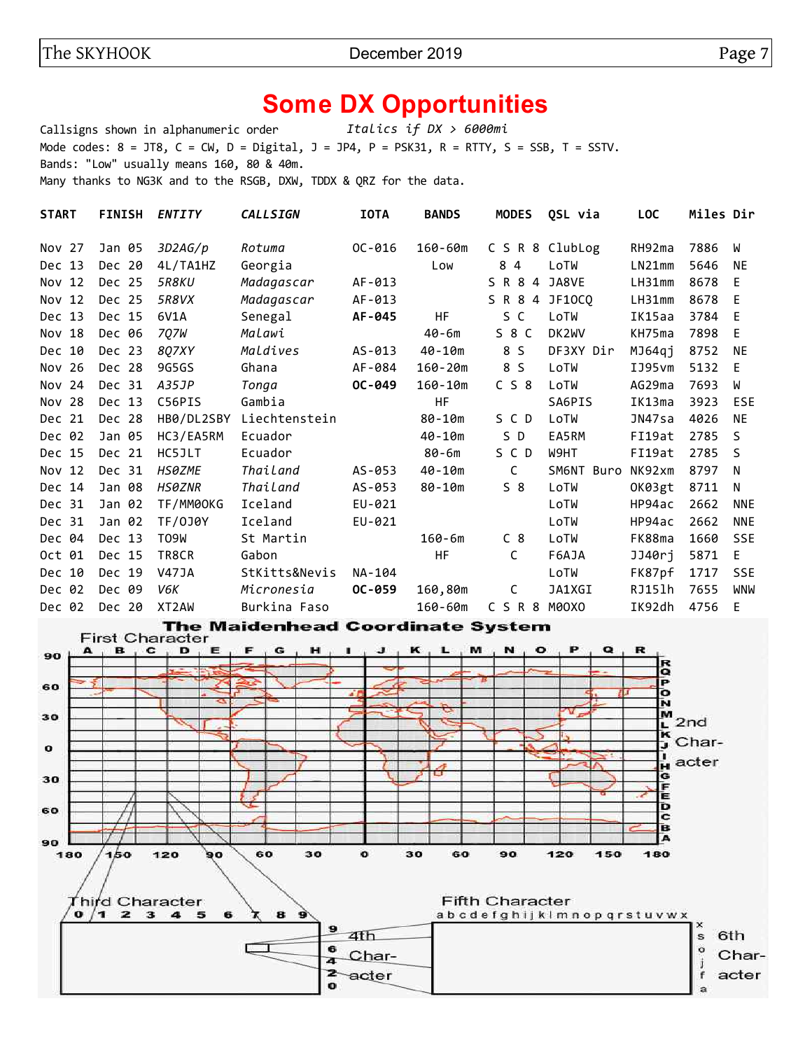# Some DX Opportunities

Callsigns shown in alphanumeric order *Italics if DX > 6000mi*
Mode codes: 8 = JT8, C = CW, D = Digital, J = JP4, P = PSK31, R = RTTY, S = SSB, T = SSTV.
Bands: "Low" usually means 160, 80 & 40m.
Many thanks to NG3K and to the RSGB, DXW, TDDX & QRZ for the data.

| START | FINISH | *ENTITY* | *CALLSIGN* | IOTA | BANDS | MODES | QSL via | LOC | Miles | Dir |
|---|---|---|---|---|---|---|---|---|---|---|
| Nov 27 | Jan 05 | *3D2AG/p* | *Rotuma* | OC-016 | 160-60m | C S R 8 | ClubLog | RH92ma | 7886 | W |
| Dec 13 | Dec 20 | 4L/TA1HZ | Georgia | | Low | 8 4 | LoTW | LN21mm | 5646 | NE |
| Nov 12 | Dec 25 | *5R8KU* | *Madagascar* | AF-013 | | S R 8 4 | JA8VE | LH31mm | 8678 | E |
| Nov 12 | Dec 25 | *5R8VX* | *Madagascar* | AF-013 | | S R 8 4 | JF1OCQ | LH31mm | 8678 | E |
| Dec 13 | Dec 15 | 6V1A | Senegal | **AF-045** | HF | S C | LoTW | IK15aa | 3784 | E |
| Nov 18 | Dec 06 | *7Q7W* | *Malawi* | | 40-6m | S 8 C | DK2WV | KH75ma | 7898 | E |
| Dec 10 | Dec 23 | *8Q7XY* | *Maldives* | AS-013 | 40-10m | 8 S | DF3XY Dir | MJ64qj | 8752 | NE |
| Nov 26 | Dec 28 | 9G5GS | Ghana | AF-084 | 160-20m | 8 S | LoTW | IJ95vm | 5132 | E |
| Nov 24 | Dec 31 | *A35JP* | *Tonga* | **OC-049** | 160-10m | C S 8 | LoTW | AG29ma | 7693 | W |
| Nov 28 | Dec 13 | C56PIS | Gambia | | HF | | SA6PIS | IK13ma | 3923 | ESE |
| Dec 21 | Dec 28 | HB0/DL2SBY | Liechtenstein | | 80-10m | S C D | LoTW | JN47sa | 4026 | NE |
| Dec 02 | Jan 05 | HC3/EA5RM | Ecuador | | 40-10m | S D | EA5RM | FI19at | 2785 | S |
| Dec 15 | Dec 21 | HC5JLT | Ecuador | | 80-6m | S C D | W9HT | FI19at | 2785 | S |
| Nov 12 | Dec 31 | *HS0ZME* | *Thailand* | AS-053 | 40-10m | C | SM6NT Buro | NK92xm | 8797 | N |
| Dec 14 | Jan 08 | *HS0ZNR* | *Thailand* | AS-053 | 80-10m | S 8 | LoTW | OK03gt | 8711 | N |
| Dec 31 | Jan 02 | TF/MM0OKG | Iceland | EU-021 | | | LoTW | HP94ac | 2662 | NNE |
| Dec 31 | Jan 02 | TF/OJ0Y | Iceland | EU-021 | | | LoTW | HP94ac | 2662 | NNE |
| Dec 04 | Dec 13 | TO9W | St Martin | | 160-6m | C 8 | LoTW | FK88ma | 1660 | SSE |
| Oct 01 | Dec 15 | TR8CR | Gabon | | HF | C | F6AJA | JJ40rj | 5871 | E |
| Dec 10 | Dec 19 | V47JA | StKitts&Nevis | NA-104 | | | LoTW | FK87pf | 1717 | SSE |
| Dec 02 | Dec 09 | *V6K* | *Micronesia* | **OC-059** | 160,80m | C | JA1XGI | RJ15lh | 7655 | WNW |
| Dec 02 | Dec 20 | XT2AW | Burkina Faso | | 160-60m | C S R 8 | M0OXO | IK92dh | 4756 | E |

## The Maidenhead Coordinate System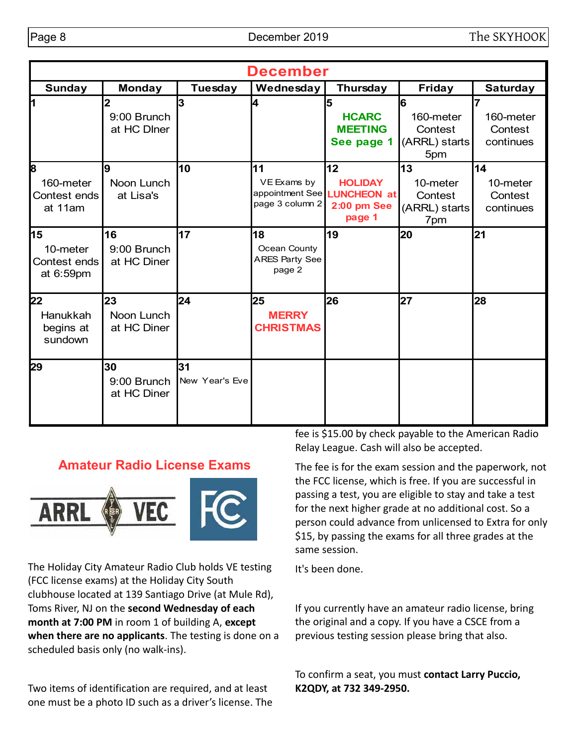| December | | | | | | |
|---|---|---|---|---|---|---|
| **Sunday** | **Monday** | **Tuesday** | **Wednesday** | **Thursday** | **Friday** | **Saturday** |
| **1** | **2** 9:00 Brunch at HC DIner | **3** | **4** | **5** **HCARC MEETING See page 1** | **6** 160-meter Contest (ARRL) starts 5pm | **7** 160-meter Contest continues |
| **8** 160-meter Contest ends at 11am | **9** Noon Lunch at Lisa's | **10** | **11** VE Exams by appointment See page 3 column 2 | **12** **HOLIDAY LUNCHEON at 2:00 pm See page 1** | **13** 10-meter Contest (ARRL) starts 7pm | **14** 10-meter Contest continues |
| **15** 10-meter Contest ends at 6:59pm | **16** 9:00 Brunch at HC Diner | **17** | **18** Ocean County ARES Party See page 2 | **19** | **20** | **21** |
| **22** Hanukkah begins at sundown | **23** Noon Lunch at HC Diner | **24** | **25** **MERRY CHRISTMAS** | **26** | **27** | **28** |
| **29** | **30** 9:00 Brunch at HC Diner | **31** New Year's Eve | | | | |

## Amateur Radio License Exams

The Holiday City Amateur Radio Club holds VE testing (FCC license exams) at the Holiday City South clubhouse located at 139 Santiago Drive (at Mule Rd), Toms River, NJ on the **second Wednesday of each month at 7:00 PM** in room 1 of building A, **except when there are no applicants**. The testing is done on a scheduled basis only (no walk-ins).

Two items of identification are required, and at least one must be a photo ID such as a driver's license. The fee is $15.00 by check payable to the American Radio Relay League. Cash will also be accepted.

The fee is for the exam session and the paperwork, not the FCC license, which is free. If you are successful in passing a test, you are eligible to stay and take a test for the next higher grade at no additional cost. So a person could advance from unlicensed to Extra for only $15, by passing the exams for all three grades at the same session.

It's been done.

If you currently have an amateur radio license, bring the original and a copy. If you have a CSCE from a previous testing session please bring that also.

To confirm a seat, you must **contact Larry Puccio, K2QDY, at 732 349-2950.**